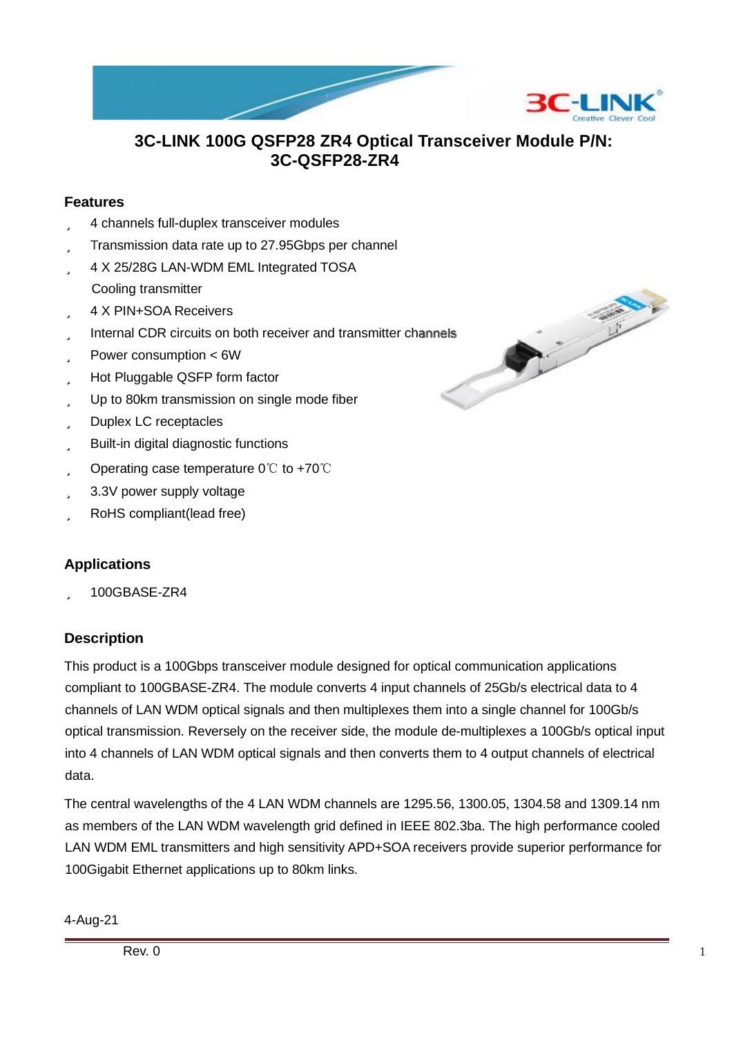# 3C-LINK 100G QSFP28 ZR4 Optical Transceiver Module P/N: 3C-QSFP28-ZR4

## Features

- 4 channels full-duplex transceiver modules
- Transmission data rate up to 27.95Gbps per channel
- 4 X 25/28G LAN-WDM EML Integrated TOSA Cooling transmitter
- 4 X PIN+SOA Receivers
- Internal CDR circuits on both receiver and transmitter channels
- Power consumption < 6W
- Hot Pluggable QSFP form factor
- Up to 80km transmission on single mode fiber
- Duplex LC receptacles
- Built-in digital diagnostic functions
- Operating case temperature 0℃ to +70℃
- 3.3V power supply voltage
- RoHS compliant(lead free)

## Applications

- 100GBASE-ZR4

## Description

This product is a 100Gbps transceiver module designed for optical communication applications compliant to 100GBASE-ZR4. The module converts 4 input channels of 25Gb/s electrical data to 4 channels of LAN WDM optical signals and then multiplexes them into a single channel for 100Gb/s optical transmission. Reversely on the receiver side, the module de-multiplexes a 100Gb/s optical input into 4 channels of LAN WDM optical signals and then converts them to 4 output channels of electrical data.

The central wavelengths of the 4 LAN WDM channels are 1295.56, 1300.05, 1304.58 and 1309.14 nm as members of the LAN WDM wavelength grid defined in IEEE 802.3ba. The high performance cooled LAN WDM EML transmitters and high sensitivity APD+SOA receivers provide superior performance for 100Gigabit Ethernet applications up to 80km links.

4-Aug-21

Rev. 0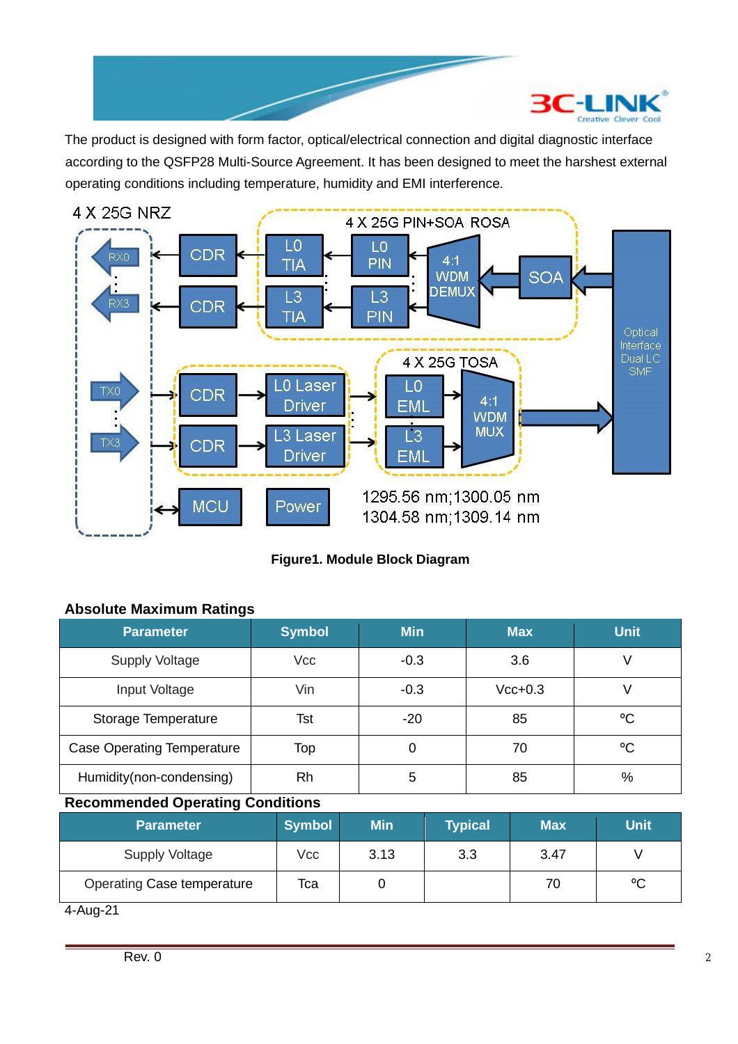The product is designed with form factor, optical/electrical connection and digital diagnostic interface according to the QSFP28 Multi-Source Agreement. It has been designed to meet the harshest external operating conditions including temperature, humidity and EMI interference.

4 X 25G NRZ

4 X 25G PIN+SOA ROSA

RX0 ← CDR ← L0 TIA ← L0 PIN ← 4:1 WDM DEMUX ← SOA ← Optical Interface Dual LC SMF

RX3 ← CDR ← L3 TIA ← L3 PIN

4 X 25G TOSA

TX0 → CDR → L0 Laser Driver → L0 EML → 4:1 WDM MUX → Optical Interface

TX3 → CDR → L3 Laser Driver → L3 EML

MCU

Power

1295.56 nm;1300.05 nm
1304.58 nm;1309.14 nm

**Figure1. Module Block Diagram**

### Absolute Maximum Ratings

| Parameter | Symbol | Min | Max | Unit |
|---|---|---|---|---|
| Supply Voltage | Vcc | -0.3 | 3.6 | V |
| Input Voltage | Vin | -0.3 | Vcc+0.3 | V |
| Storage Temperature | Tst | -20 | 85 | ºC |
| Case Operating Temperature | Top | 0 | 70 | ºC |
| Humidity(non-condensing) | Rh | 5 | 85 | % |

### Recommended Operating Conditions

| Parameter | Symbol | Min | Typical | Max | Unit |
|---|---|---|---|---|---|
| Supply Voltage | Vcc | 3.13 | 3.3 | 3.47 | V |
| Operating Case temperature | Tca | 0 | | 70 | ºC |

4-Aug-21

Rev. 0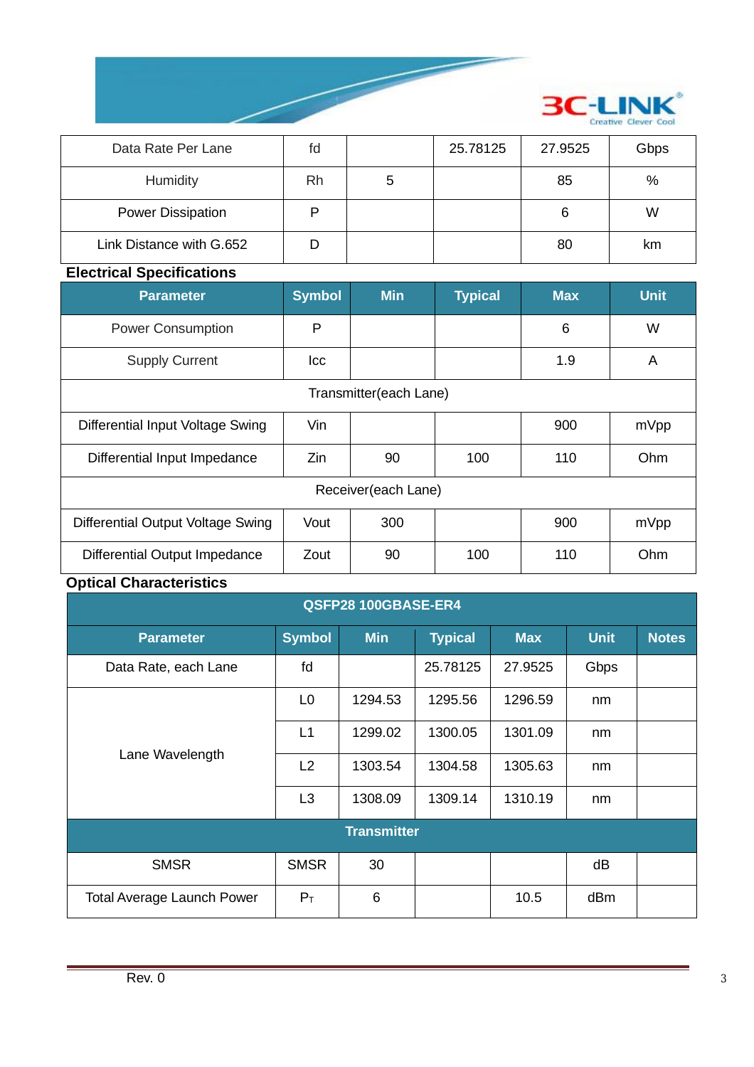| Data Rate Per Lane | fd | | 25.78125 | 27.9525 | Gbps |
|---|---|---|---|---|---|
| Humidity | Rh | 5 | | 85 | % |
| Power Dissipation | P | | | 6 | W |
| Link Distance with G.652 | D | | | 80 | km |

**Electrical Specifications**

| Parameter | Symbol | Min | Typical | Max | Unit |
|---|---|---|---|---|---|
| Power Consumption | P | | | 6 | W |
| Supply Current | Icc | | | 1.9 | A |
| Transmitter(each Lane) | | | | | |
| Differential Input Voltage Swing | Vin | | | 900 | mVpp |
| Differential Input Impedance | Zin | 90 | 100 | 110 | Ohm |
| Receiver(each Lane) | | | | | |
| Differential Output Voltage Swing | Vout | 300 | | 900 | mVpp |
| Differential Output Impedance | Zout | 90 | 100 | 110 | Ohm |

**Optical Characteristics**

| QSFP28 100GBASE-ER4 | | | | | | |
|---|---|---|---|---|---|---|
| **Parameter** | **Symbol** | **Min** | **Typical** | **Max** | **Unit** | **Notes** |
| Data Rate, each Lane | fd | | 25.78125 | 27.9525 | Gbps | |
| Lane Wavelength | L0 | 1294.53 | 1295.56 | 1296.59 | nm | |
| | L1 | 1299.02 | 1300.05 | 1301.09 | nm | |
| | L2 | 1303.54 | 1304.58 | 1305.63 | nm | |
| | L3 | 1308.09 | 1309.14 | 1310.19 | nm | |
| **Transmitter** | | | | | | |
| SMSR | SMSR | 30 | | | dB | |
| Total Average Launch Power | $P_T$ | 6 | | 10.5 | dBm | |

Rev. 0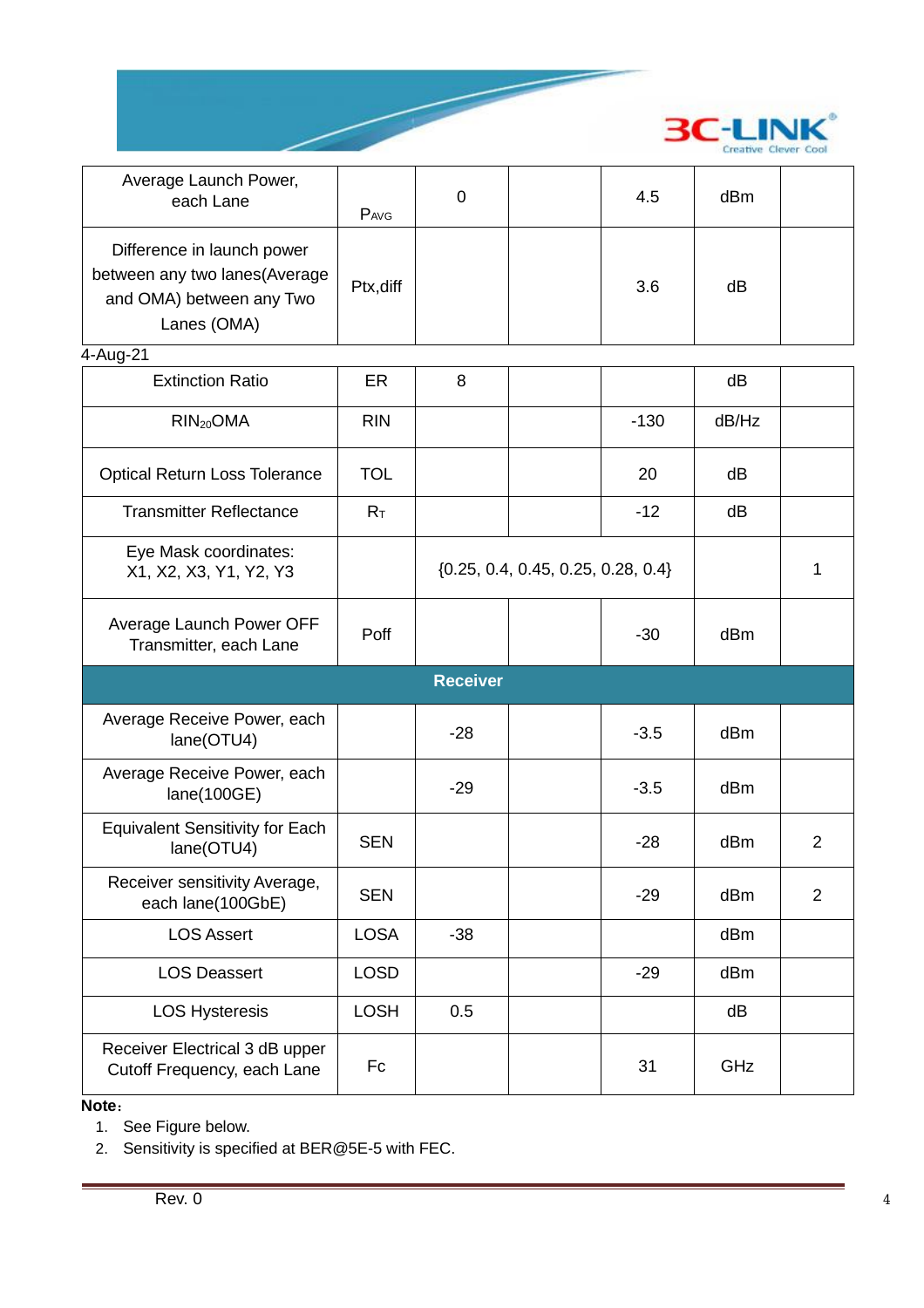| Average Launch Power, each Lane | $P_{AVG}$ | 0 | | 4.5 | dBm | |
|---|---|---|---|---|---|---|
| Difference in launch power between any two lanes(Average and OMA) between any Two Lanes (OMA) | Ptx,diff | | | 3.6 | dB | |

4-Aug-21

| Extinction Ratio | ER | 8 | | | dB | |
|---|---|---|---|---|---|---|
| $RIN_{20}OMA$ | RIN | | | -130 | dB/Hz | |
| Optical Return Loss Tolerance | TOL | | | 20 | dB | |
| Transmitter Reflectance | $R_T$ | | | -12 | dB | |
| Eye Mask coordinates: X1, X2, X3, Y1, Y2, Y3 | | {0.25, 0.4, 0.45, 0.25, 0.28, 0.4} | | | | 1 |
| Average Launch Power OFF Transmitter, each Lane | Poff | | | -30 | dBm | |
| **Receiver** | | | | | | |
| Average Receive Power, each lane(OTU4) | | -28 | | -3.5 | dBm | |
| Average Receive Power, each lane(100GE) | | -29 | | -3.5 | dBm | |
| Equivalent Sensitivity for Each lane(OTU4) | SEN | | | -28 | dBm | 2 |
| Receiver sensitivity Average, each lane(100GbE) | SEN | | | -29 | dBm | 2 |
| LOS Assert | LOSA | -38 | | | dBm | |
| LOS Deassert | LOSD | | | -29 | dBm | |
| LOS Hysteresis | LOSH | 0.5 | | | dB | |
| Receiver Electrical 3 dB upper Cutoff Frequency, each Lane | Fc | | | 31 | GHz | |

**Note**：

1. See Figure below.
2. Sensitivity is specified at BER@5E-5 with FEC.

Rev. 0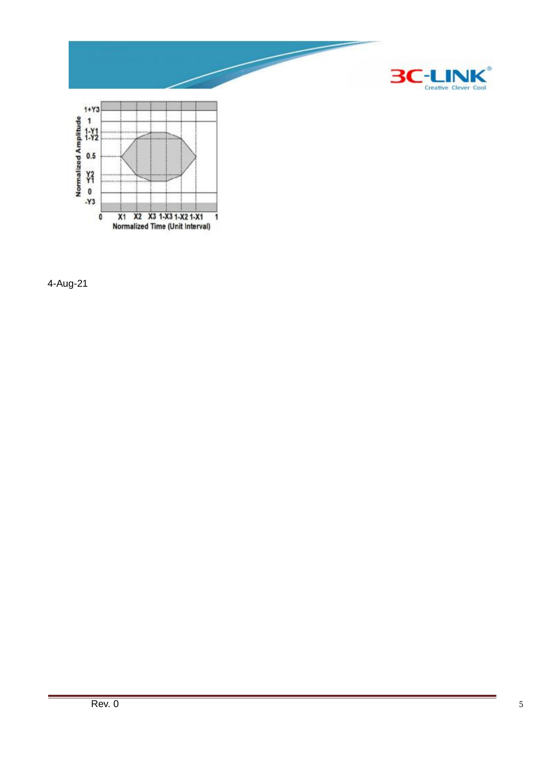| Normalized Amplitude | | | | | | | | |
|---|---|---|---|---|---|---|---|---|
| 1+Y3 | | | | | | | | |
| 1 | | | | | | | | |
| 1-Y1 | | | | | | | | |
| 1-Y2 | | | | | | | | |
| 0.5 | | | | | | | | |
| Y2 | | | | | | | | |
| Y1 | | | | | | | | |
| 0 | | | | | | | | |
| -Y3 | | | | | | | | |
| | 0 | X1 | X2 | X3 | 1-X3 | 1-X2 | 1-X1 | 1 |

Normalized Time (Unit Interval)

4-Aug-21

Rev. 0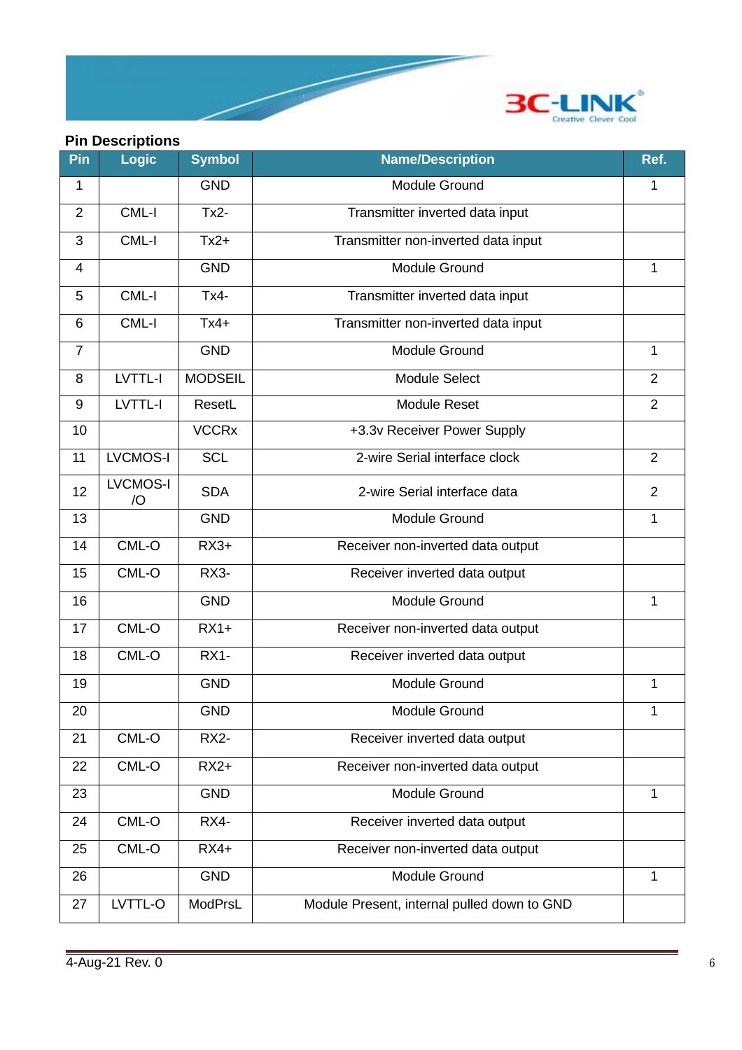## Pin Descriptions

| Pin | Logic | Symbol | Name/Description | Ref. |
|---|---|---|---|---|
| 1 | | GND | Module Ground | 1 |
| 2 | CML-I | Tx2- | Transmitter inverted data input | |
| 3 | CML-I | Tx2+ | Transmitter non-inverted data input | |
| 4 | | GND | Module Ground | 1 |
| 5 | CML-I | Tx4- | Transmitter inverted data input | |
| 6 | CML-I | Tx4+ | Transmitter non-inverted data input | |
| 7 | | GND | Module Ground | 1 |
| 8 | LVTTL-I | MODSEIL | Module Select | 2 |
| 9 | LVTTL-I | ResetL | Module Reset | 2 |
| 10 | | VCCRx | +3.3v Receiver Power Supply | |
| 11 | LVCMOS-I | SCL | 2-wire Serial interface clock | 2 |
| 12 | LVCMOS-I/O | SDA | 2-wire Serial interface data | 2 |
| 13 | | GND | Module Ground | 1 |
| 14 | CML-O | RX3+ | Receiver non-inverted data output | |
| 15 | CML-O | RX3- | Receiver inverted data output | |
| 16 | | GND | Module Ground | 1 |
| 17 | CML-O | RX1+ | Receiver non-inverted data output | |
| 18 | CML-O | RX1- | Receiver inverted data output | |
| 19 | | GND | Module Ground | 1 |
| 20 | | GND | Module Ground | 1 |
| 21 | CML-O | RX2- | Receiver inverted data output | |
| 22 | CML-O | RX2+ | Receiver non-inverted data output | |
| 23 | | GND | Module Ground | 1 |
| 24 | CML-O | RX4- | Receiver inverted data output | |
| 25 | CML-O | RX4+ | Receiver non-inverted data output | |
| 26 | | GND | Module Ground | 1 |
| 27 | LVTTL-O | ModPrsL | Module Present, internal pulled down to GND | |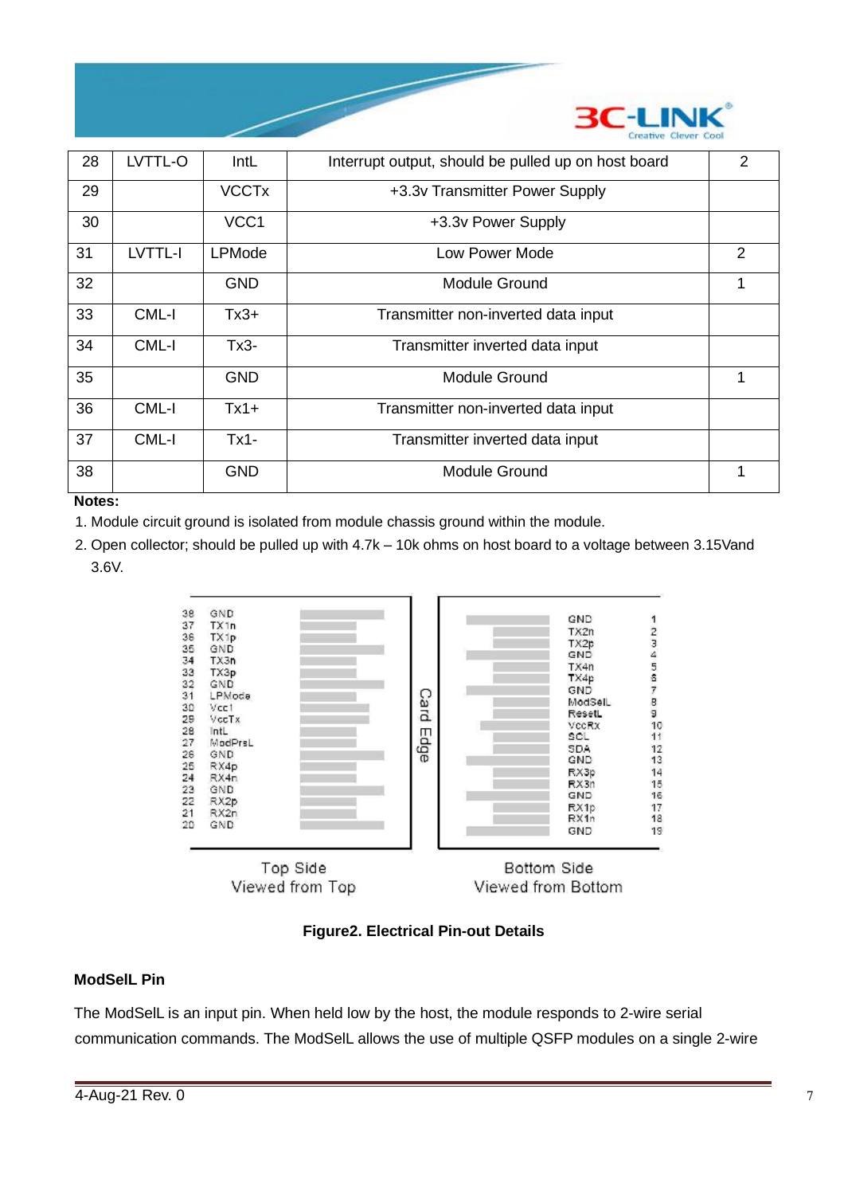| 28 | LVTTL-O | IntL | Interrupt output, should be pulled up on host board | 2 |
|---|---|---|---|---|
| 29 | | VCCTx | +3.3v Transmitter Power Supply | |
| 30 | | VCC1 | +3.3v Power Supply | |
| 31 | LVTTL-I | LPMode | Low Power Mode | 2 |
| 32 | | GND | Module Ground | 1 |
| 33 | CML-I | Tx3+ | Transmitter non-inverted data input | |
| 34 | CML-I | Tx3- | Transmitter inverted data input | |
| 35 | | GND | Module Ground | 1 |
| 36 | CML-I | Tx1+ | Transmitter non-inverted data input | |
| 37 | CML-I | Tx1- | Transmitter inverted data input | |
| 38 | | GND | Module Ground | 1 |

**Notes:**

1. Module circuit ground is isolated from module chassis ground within the module.
2. Open collector; should be pulled up with 4.7k – 10k ohms on host board to a voltage between 3.15Vand 3.6V.

| Top Side (Viewed from Top) | | Bottom Side (Viewed from Bottom) | |
|---|---|---|---|
| 38 | GND | GND | 1 |
| 37 | TX1n | TX2n | 2 |
| 36 | TX1p | TX2p | 3 |
| 35 | GND | GND | 4 |
| 34 | TX3n | TX4n | 5 |
| 33 | TX3p | TX4p | 6 |
| 32 | GND | GND | 7 |
| 31 | LPMode | ModSelL | 8 |
| 30 | Vcc1 | ResetL | 9 |
| 29 | VccTx | VccRX | 10 |
| 28 | IntL | SCL | 11 |
| 27 | ModPrsL | SDA | 12 |
| 26 | GND | GND | 13 |
| 25 | RX4p | RX3p | 14 |
| 24 | RX4n | RX3n | 15 |
| 23 | GND | GND | 16 |
| 22 | RX2p | RX1p | 17 |
| 21 | RX2n | RX1n | 18 |
| 20 | GND | GND | 19 |

Card Edge

**Figure2. Electrical Pin-out Details**

### ModSelL Pin

The ModSelL is an input pin. When held low by the host, the module responds to 2-wire serial communication commands. The ModSelL allows the use of multiple QSFP modules on a single 2-wire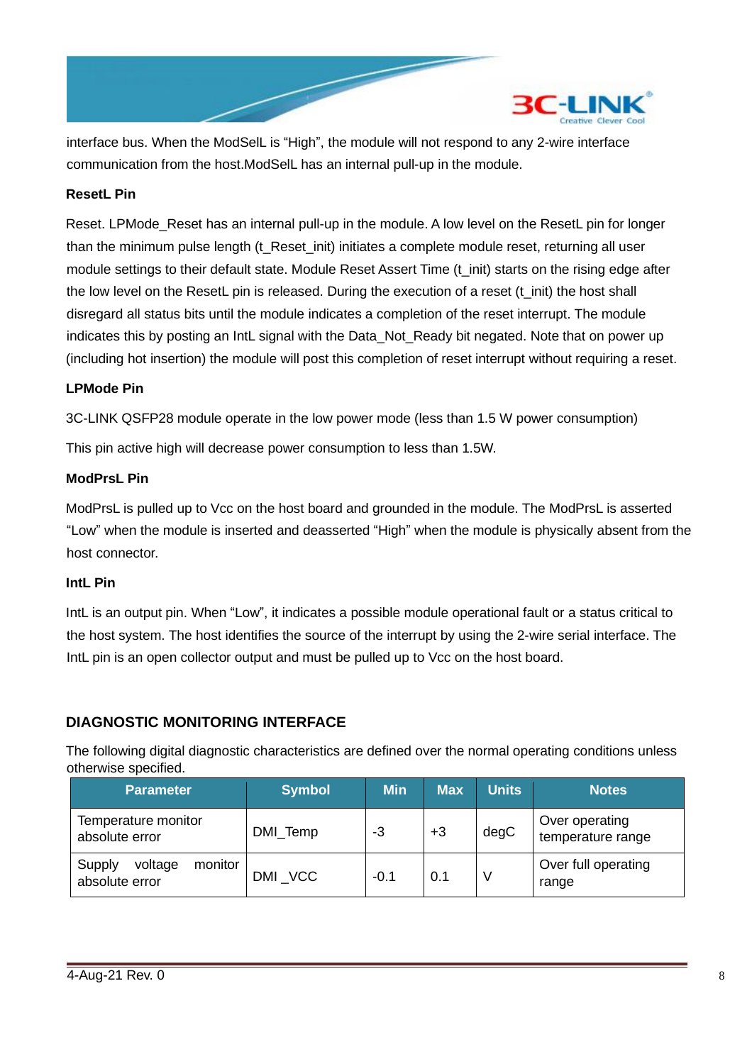interface bus. When the ModSelL is “High”, the module will not respond to any 2-wire interface communication from the host.ModSelL has an internal pull-up in the module.

**ResetL Pin**

Reset. LPMode_Reset has an internal pull-up in the module. A low level on the ResetL pin for longer than the minimum pulse length (t_Reset_init) initiates a complete module reset, returning all user module settings to their default state. Module Reset Assert Time (t_init) starts on the rising edge after the low level on the ResetL pin is released. During the execution of a reset (t_init) the host shall disregard all status bits until the module indicates a completion of the reset interrupt. The module indicates this by posting an IntL signal with the Data_Not_Ready bit negated. Note that on power up (including hot insertion) the module will post this completion of reset interrupt without requiring a reset.

**LPMode Pin**

3C-LINK QSFP28 module operate in the low power mode (less than 1.5 W power consumption)

This pin active high will decrease power consumption to less than 1.5W.

**ModPrsL Pin**

ModPrsL is pulled up to Vcc on the host board and grounded in the module. The ModPrsL is asserted “Low” when the module is inserted and deasserted “High” when the module is physically absent from the host connector.

**IntL Pin**

IntL is an output pin. When “Low”, it indicates a possible module operational fault or a status critical to the host system. The host identifies the source of the interrupt by using the 2-wire serial interface. The IntL pin is an open collector output and must be pulled up to Vcc on the host board.

## DIAGNOSTIC MONITORING INTERFACE

The following digital diagnostic characteristics are defined over the normal operating conditions unless otherwise specified.

| Parameter | Symbol | Min | Max | Units | Notes |
|---|---|---|---|---|---|
| Temperature monitor absolute error | DMI_Temp | -3 | +3 | degC | Over operating temperature range |
| Supply voltage monitor absolute error | DMI _VCC | -0.1 | 0.1 | V | Over full operating range |

4-Aug-21 Rev. 0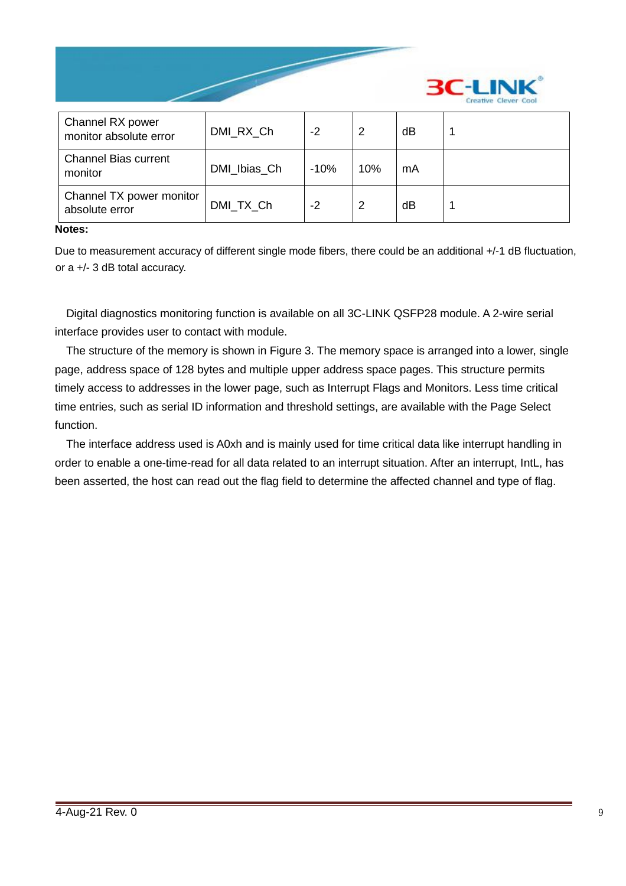| Channel RX power monitor absolute error | DMI_RX_Ch | -2 | 2 | dB | 1 |
|---|---|---|---|---|---|
| Channel Bias current monitor | DMI_Ibias_Ch | -10% | 10% | mA | |
| Channel TX power monitor absolute error | DMI_TX_Ch | -2 | 2 | dB | 1 |

**Notes:**

Due to measurement accuracy of different single mode fibers, there could be an additional +/-1 dB fluctuation, or a +/- 3 dB total accuracy.

Digital diagnostics monitoring function is available on all 3C-LINK QSFP28 module. A 2-wire serial interface provides user to contact with module.

The structure of the memory is shown in Figure 3. The memory space is arranged into a lower, single page, address space of 128 bytes and multiple upper address space pages. This structure permits timely access to addresses in the lower page, such as Interrupt Flags and Monitors. Less time critical time entries, such as serial ID information and threshold settings, are available with the Page Select function.

The interface address used is A0xh and is mainly used for time critical data like interrupt handling in order to enable a one-time-read for all data related to an interrupt situation. After an interrupt, IntL, has been asserted, the host can read out the flag field to determine the affected channel and type of flag.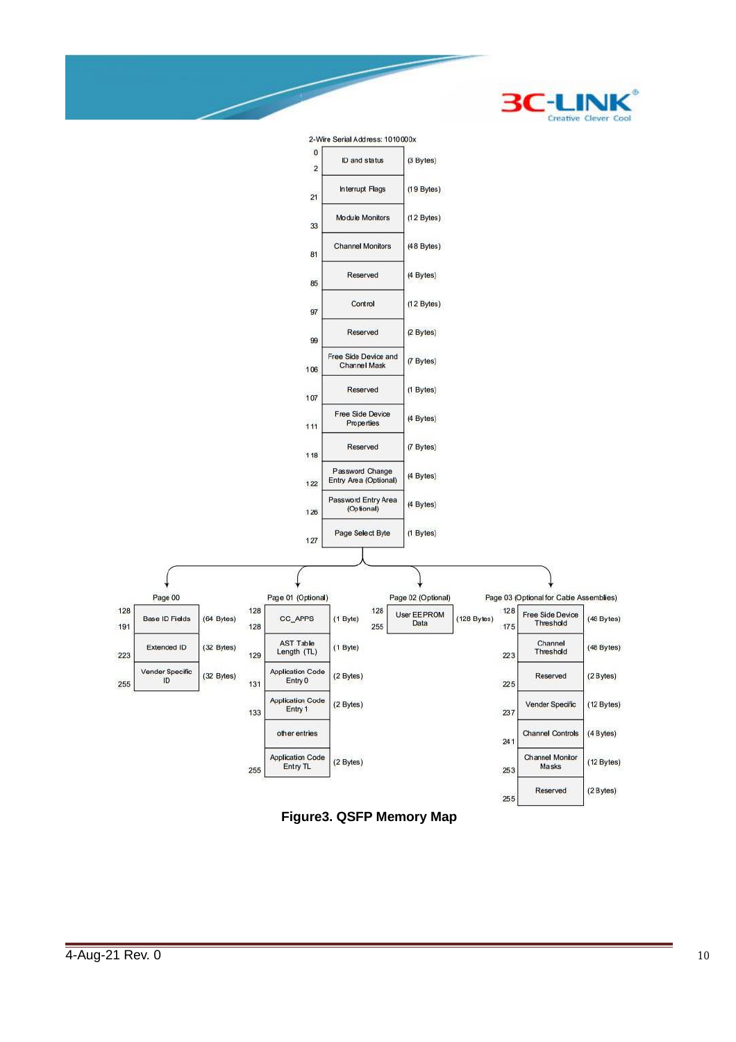2-Wire Serial Address: 1010000x

| Address | Field | Size |
|---|---|---|
| 0–2 | ID and status | (3 Bytes) |
| 21 | Interrupt Flags | (19 Bytes) |
| 33 | Module Monitors | (12 Bytes) |
| 81 | Channel Monitors | (48 Bytes) |
| 85 | Reserved | (4 Bytes) |
| 97 | Control | (12 Bytes) |
| 99 | Reserved | (2 Bytes) |
| 106 | Free Side Device and Channel Mask | (7 Bytes) |
| 107 | Reserved | (1 Bytes) |
| 111 | Free Side Device Properties | (4 Bytes) |
| 118 | Reserved | (7 Bytes) |
| 122 | Password Change Entry Area (Optional) | (4 Bytes) |
| 126 | Password Entry Area (Optional) | (4 Bytes) |
| 127 | Page Select Byte | (1 Bytes) |

**Page 00**

| Address | Field | Size |
|---|---|---|
| 128–191 | Base ID Fields | (64 Bytes) |
| 223 | Extended ID | (32 Bytes) |
| 255 | Vender Specific ID | (32 Bytes) |

**Page 01 (Optional)**

| Address | Field | Size |
|---|---|---|
| 128 | CC_APPS | (1 Byte) |
| 128 | AST Table Length (TL) | (1 Byte) |
| 129 | Application Code Entry 0 | (2 Bytes) |
| 131 | Application Code Entry 1 | (2 Bytes) |
| 133 | other entries | |
| 255 | Application Code Entry TL | (2 Bytes) |

**Page 02 (Optional)**

| Address | Field | Size |
|---|---|---|
| 128–255 | User EEPROM Data | (128 Bytes) |

**Page 03 (Optional for Cable Assemblies)**

| Address | Field | Size |
|---|---|---|
| 128–175 | Free Side Device Threshold | (48 Bytes) |
| 223 | Channel Threshold | (48 Bytes) |
| 225 | Reserved | (2 Bytes) |
| 237 | Vender Specific | (12 Bytes) |
| 241 | Channel Controls | (4 Bytes) |
| 253 | Channel Monitor Masks | (12 Bytes) |
| 255 | Reserved | (2 Bytes) |

**Figure3. QSFP Memory Map**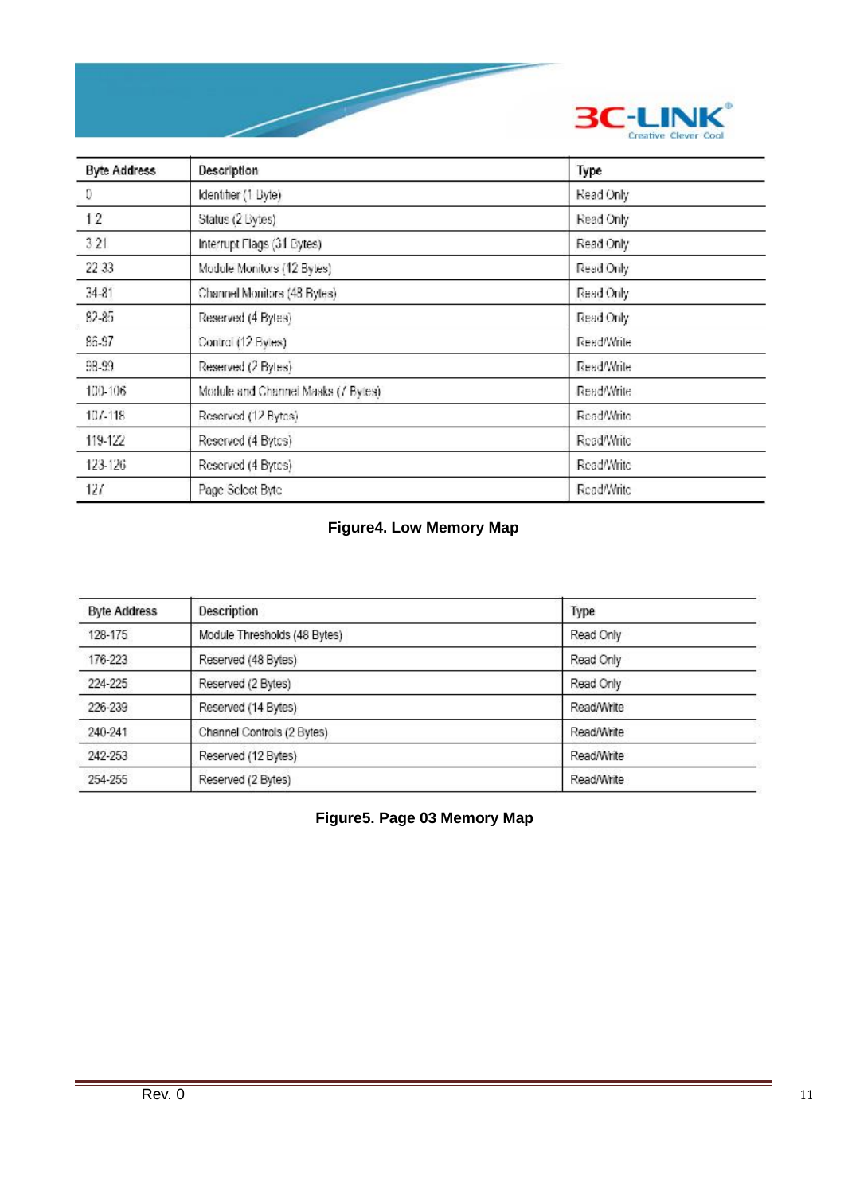| Byte Address | Description | Type |
| --- | --- | --- |
| 0 | Identifier (1 Byte) | Read Only |
| 1 2 | Status (2 Bytes) | Read Only |
| 3 21 | Interrupt Flags (31 Bytes) | Read Only |
| 22 33 | Module Monitors (12 Bytes) | Read Only |
| 34-81 | Channel Monitors (48 Bytes) | Read Only |
| 82-85 | Reserved (4 Bytes) | Read Only |
| 86-97 | Control (12 Bytes) | Read/Write |
| 98-99 | Reserved (2 Bytes) | Read/Write |
| 100-106 | Module and Channel Masks (7 Bytes) | Read/Write |
| 107-118 | Reserved (12 Bytes) | Read/Write |
| 119-122 | Reserved (4 Bytes) | Read/Write |
| 123-126 | Reserved (4 Bytes) | Read/Write |
| 127 | Page Select Byte | Read/Write |

**Figure4. Low Memory Map**

| Byte Address | Description | Type |
| --- | --- | --- |
| 128-175 | Module Thresholds (48 Bytes) | Read Only |
| 176-223 | Reserved (48 Bytes) | Read Only |
| 224-225 | Reserved (2 Bytes) | Read Only |
| 226-239 | Reserved (14 Bytes) | Read/Write |
| 240-241 | Channel Controls (2 Bytes) | Read/Write |
| 242-253 | Reserved (12 Bytes) | Read/Write |
| 254-255 | Reserved (2 Bytes) | Read/Write |

**Figure5. Page 03 Memory Map**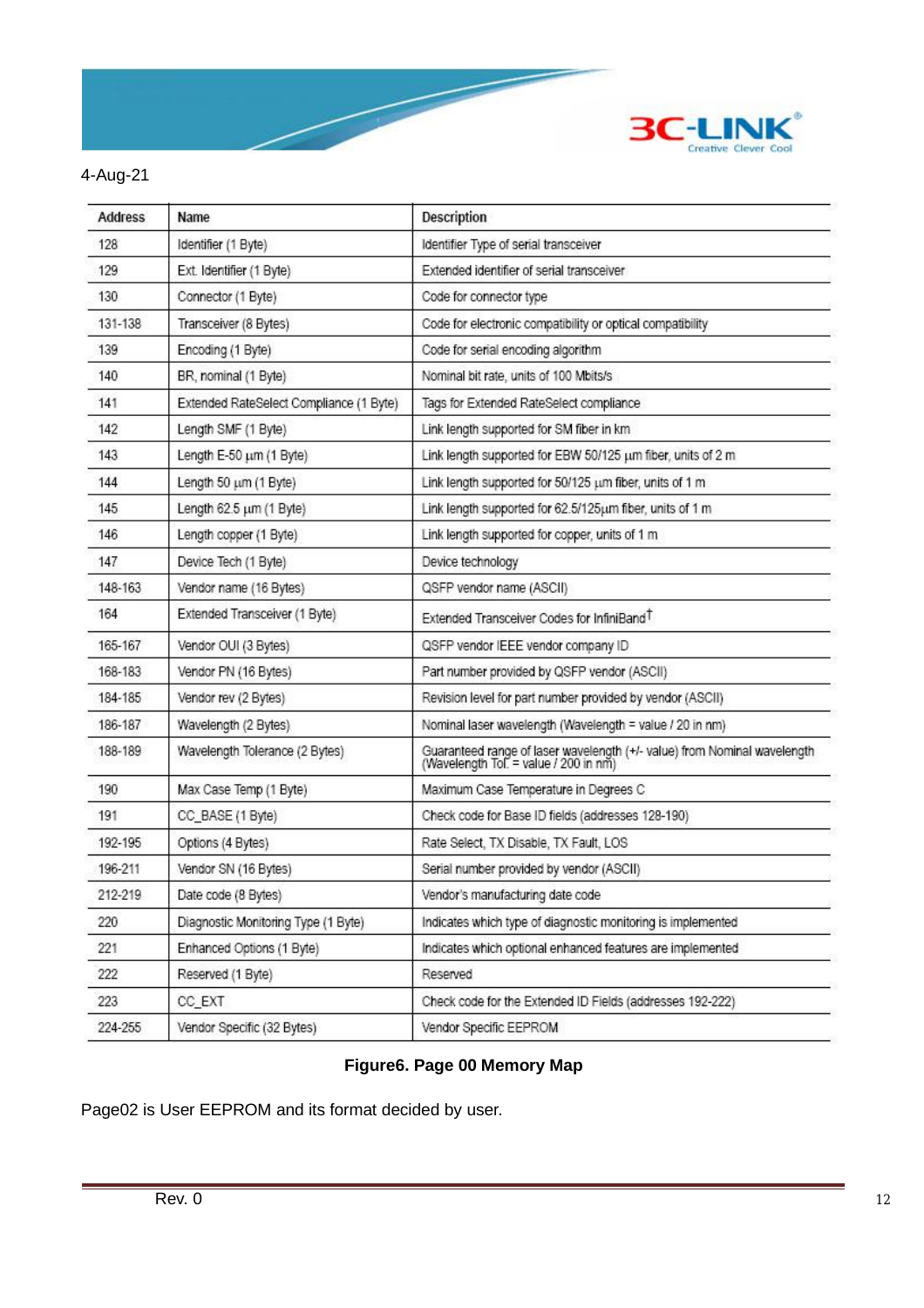4-Aug-21

| Address | Name | Description |
|---|---|---|
| 128 | Identifier (1 Byte) | Identifier Type of serial transceiver |
| 129 | Ext. Identifier (1 Byte) | Extended identifier of serial transceiver |
| 130 | Connector (1 Byte) | Code for connector type |
| 131-138 | Transceiver (8 Bytes) | Code for electronic compatibility or optical compatibility |
| 139 | Encoding (1 Byte) | Code for serial encoding algorithm |
| 140 | BR, nominal (1 Byte) | Nominal bit rate, units of 100 Mbits/s |
| 141 | Extended RateSelect Compliance (1 Byte) | Tags for Extended RateSelect compliance |
| 142 | Length SMF (1 Byte) | Link length supported for SM fiber in km |
| 143 | Length E-50 µm (1 Byte) | Link length supported for EBW 50/125 µm fiber, units of 2 m |
| 144 | Length 50 µm (1 Byte) | Link length supported for 50/125 µm fiber, units of 1 m |
| 145 | Length 62.5 µm (1 Byte) | Link length supported for 62.5/125µm fiber, units of 1 m |
| 146 | Length copper (1 Byte) | Link length supported for copper, units of 1 m |
| 147 | Device Tech (1 Byte) | Device technology |
| 148-163 | Vendor name (16 Bytes) | QSFP vendor name (ASCII) |
| 164 | Extended Transceiver (1 Byte) | Extended Transceiver Codes for InfiniBand† |
| 165-167 | Vendor OUI (3 Bytes) | QSFP vendor IEEE vendor company ID |
| 168-183 | Vendor PN (16 Bytes) | Part number provided by QSFP vendor (ASCII) |
| 184-185 | Vendor rev (2 Bytes) | Revision level for part number provided by vendor (ASCII) |
| 186-187 | Wavelength (2 Bytes) | Nominal laser wavelength (Wavelength = value / 20 in nm) |
| 188-189 | Wavelength Tolerance (2 Bytes) | Guaranteed range of laser wavelength (+/- value) from Nominal wavelength (Wavelength Tol. = value / 200 in nm) |
| 190 | Max Case Temp (1 Byte) | Maximum Case Temperature in Degrees C |
| 191 | CC_BASE (1 Byte) | Check code for Base ID fields (addresses 128-190) |
| 192-195 | Options (4 Bytes) | Rate Select, TX Disable, TX Fault, LOS |
| 196-211 | Vendor SN (16 Bytes) | Serial number provided by vendor (ASCII) |
| 212-219 | Date code (8 Bytes) | Vendor's manufacturing date code |
| 220 | Diagnostic Monitoring Type (1 Byte) | Indicates which type of diagnostic monitoring is implemented |
| 221 | Enhanced Options (1 Byte) | Indicates which optional enhanced features are implemented |
| 222 | Reserved (1 Byte) | Reserved |
| 223 | CC_EXT | Check code for the Extended ID Fields (addresses 192-222) |
| 224-255 | Vendor Specific (32 Bytes) | Vendor Specific EEPROM |

**Figure6. Page 00 Memory Map**

Page02 is User EEPROM and its format decided by user.

Rev. 0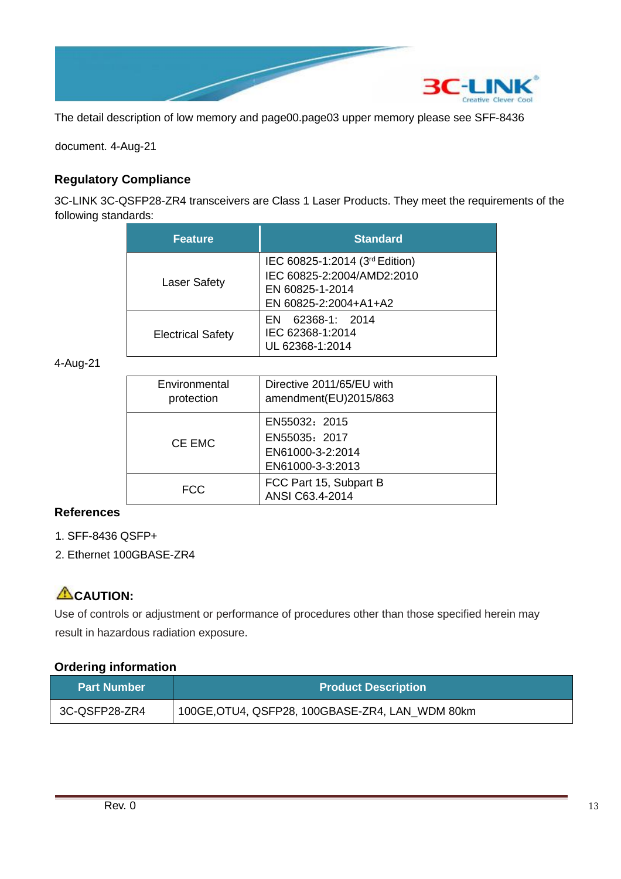The detail description of low memory and page00.page03 upper memory please see SFF-8436

document. 4-Aug-21

### Regulatory Compliance

3C-LINK 3C-QSFP28-ZR4 transceivers are Class 1 Laser Products. They meet the requirements of the following standards:

| Feature | Standard |
|---|---|
| Laser Safety | IEC 60825-1:2014 (3rd Edition)<br>IEC 60825-2:2004/AMD2:2010<br>EN 60825-1-2014<br>EN 60825-2:2004+A1+A2 |
| Electrical Safety | EN 62368-1: 2014<br>IEC 62368-1:2014<br>UL 62368-1:2014 |
| Environmental protection | Directive 2011/65/EU with amendment(EU)2015/863 |
| CE EMC | EN55032：2015<br>EN55035：2017<br>EN61000-3-2:2014<br>EN61000-3-3:2013 |
| FCC | FCC Part 15, Subpart B<br>ANSI C63.4-2014 |

4-Aug-21

### References

1. SFF-8436 QSFP+
2. Ethernet 100GBASE-ZR4

### ⚠CAUTION:

Use of controls or adjustment or performance of procedures other than those specified herein may result in hazardous radiation exposure.

### Ordering information

| Part Number | Product Description |
|---|---|
| 3C-QSFP28-ZR4 | 100GE,OTU4, QSFP28, 100GBASE-ZR4, LAN_WDM 80km |

Rev. 0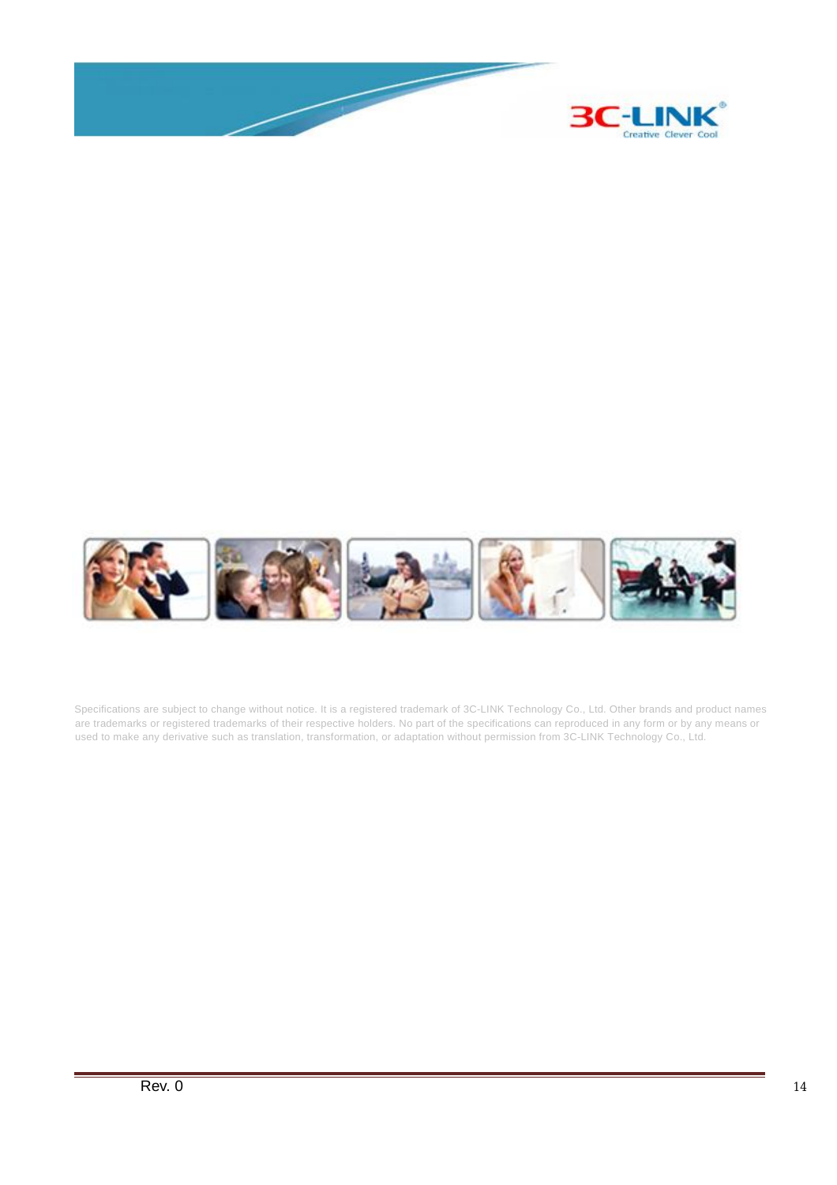Specifications are subject to change without notice. It is a registered trademark of 3C-LINK Technology Co., Ltd. Other brands and product names are trademarks or registered trademarks of their respective holders. No part of the specifications can reproduced in any form or by any means or used to make any derivative such as translation, transformation, or adaptation without permission from 3C-LINK Technology Co., Ltd.